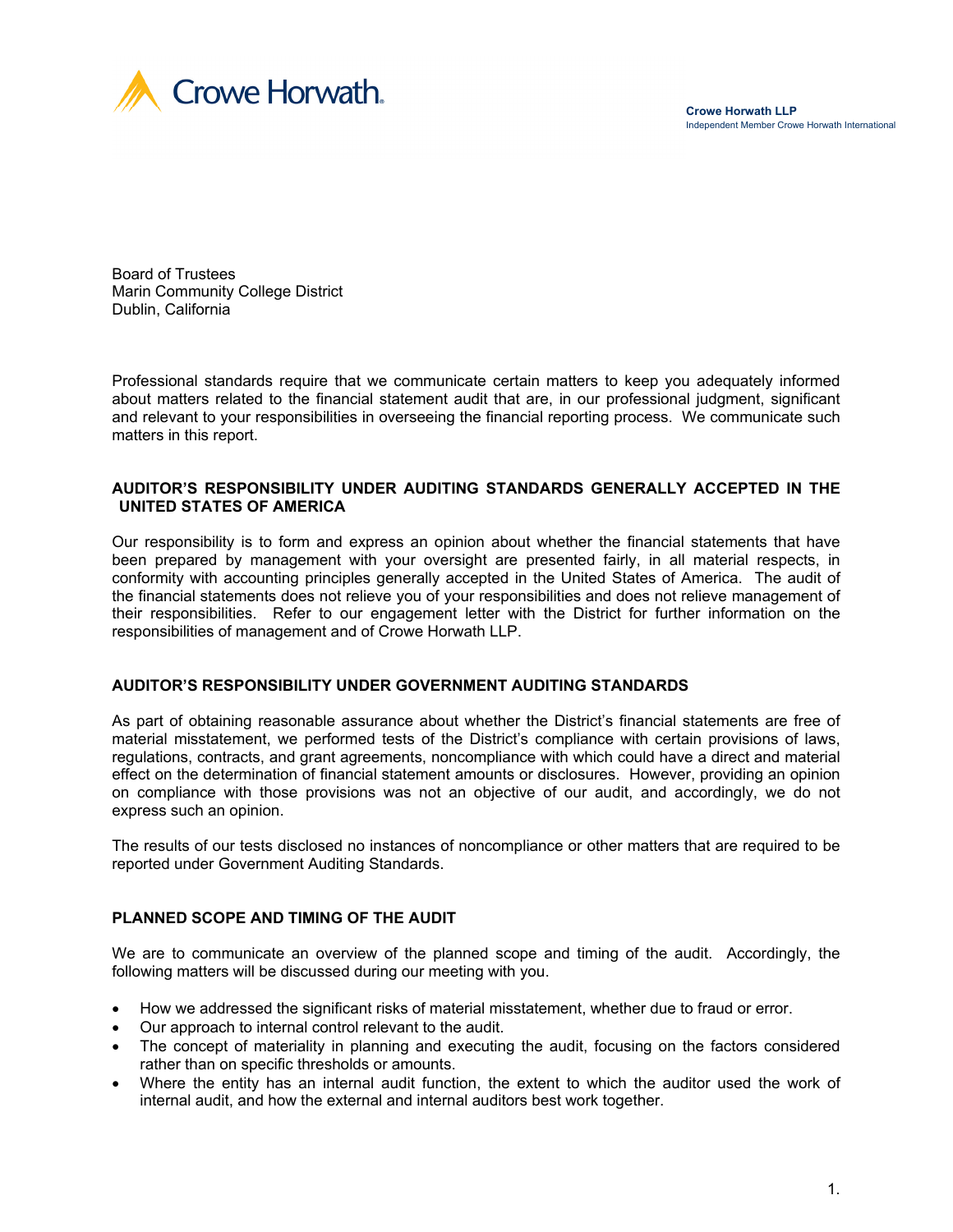Crowe Horwath LLP
Independent Member Crowe Horwath International

Board of Trustees
Marin Community College District
Dublin, California

Professional standards require that we communicate certain matters to keep you adequately informed about matters related to the financial statement audit that are, in our professional judgment, significant and relevant to your responsibilities in overseeing the financial reporting process. We communicate such matters in this report.

## AUDITOR'S RESPONSIBILITY UNDER AUDITING STANDARDS GENERALLY ACCEPTED IN THE UNITED STATES OF AMERICA

Our responsibility is to form and express an opinion about whether the financial statements that have been prepared by management with your oversight are presented fairly, in all material respects, in conformity with accounting principles generally accepted in the United States of America. The audit of the financial statements does not relieve you of your responsibilities and does not relieve management of their responsibilities. Refer to our engagement letter with the District for further information on the responsibilities of management and of Crowe Horwath LLP.

## AUDITOR'S RESPONSIBILITY UNDER GOVERNMENT AUDITING STANDARDS

As part of obtaining reasonable assurance about whether the District's financial statements are free of material misstatement, we performed tests of the District's compliance with certain provisions of laws, regulations, contracts, and grant agreements, noncompliance with which could have a direct and material effect on the determination of financial statement amounts or disclosures. However, providing an opinion on compliance with those provisions was not an objective of our audit, and accordingly, we do not express such an opinion.

The results of our tests disclosed no instances of noncompliance or other matters that are required to be reported under Government Auditing Standards.

## PLANNED SCOPE AND TIMING OF THE AUDIT

We are to communicate an overview of the planned scope and timing of the audit. Accordingly, the following matters will be discussed during our meeting with you.

- How we addressed the significant risks of material misstatement, whether due to fraud or error.
- Our approach to internal control relevant to the audit.
- The concept of materiality in planning and executing the audit, focusing on the factors considered rather than on specific thresholds or amounts.
- Where the entity has an internal audit function, the extent to which the auditor used the work of internal audit, and how the external and internal auditors best work together.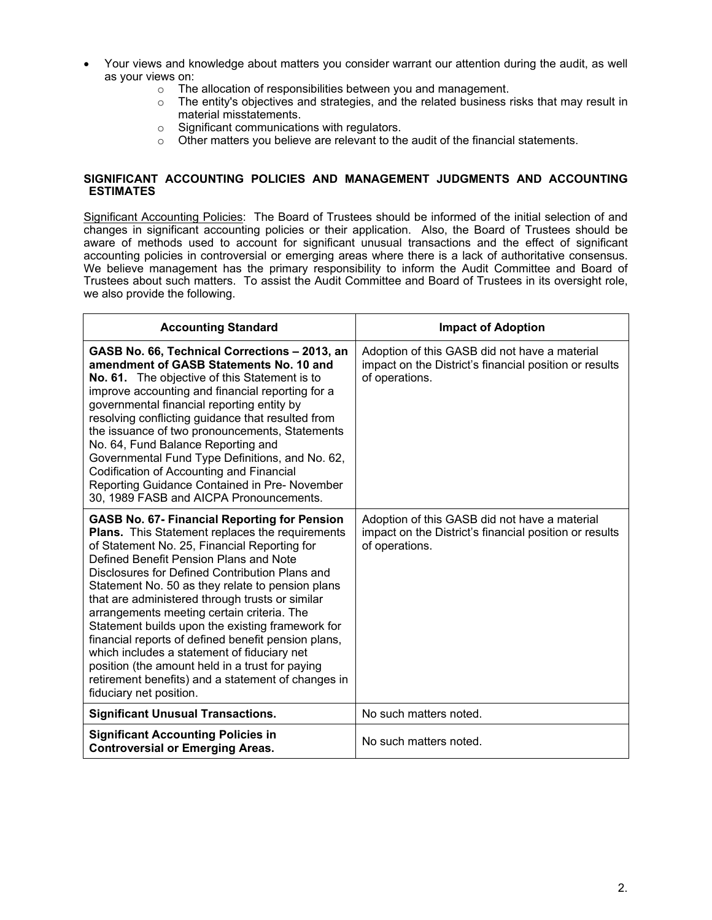- Your views and knowledge about matters you consider warrant our attention during the audit, as well as your views on:
  - The allocation of responsibilities between you and management.
  - The entity's objectives and strategies, and the related business risks that may result in material misstatements.
  - Significant communications with regulators.
  - Other matters you believe are relevant to the audit of the financial statements.

## SIGNIFICANT ACCOUNTING POLICIES AND MANAGEMENT JUDGMENTS AND ACCOUNTING ESTIMATES

Significant Accounting Policies: The Board of Trustees should be informed of the initial selection of and changes in significant accounting policies or their application. Also, the Board of Trustees should be aware of methods used to account for significant unusual transactions and the effect of significant accounting policies in controversial or emerging areas where there is a lack of authoritative consensus. We believe management has the primary responsibility to inform the Audit Committee and Board of Trustees about such matters. To assist the Audit Committee and Board of Trustees in its oversight role, we also provide the following.

| Accounting Standard | Impact of Adoption |
|---|---|
| **GASB No. 66, Technical Corrections – 2013, an amendment of GASB Statements No. 10 and No. 61.** The objective of this Statement is to improve accounting and financial reporting for a governmental financial reporting entity by resolving conflicting guidance that resulted from the issuance of two pronouncements, Statements No. 64, Fund Balance Reporting and Governmental Fund Type Definitions, and No. 62, Codification of Accounting and Financial Reporting Guidance Contained in Pre- November 30, 1989 FASB and AICPA Pronouncements. | Adoption of this GASB did not have a material impact on the District's financial position or results of operations. |
| **GASB No. 67- Financial Reporting for Pension Plans.** This Statement replaces the requirements of Statement No. 25, Financial Reporting for Defined Benefit Pension Plans and Note Disclosures for Defined Contribution Plans and Statement No. 50 as they relate to pension plans that are administered through trusts or similar arrangements meeting certain criteria. The Statement builds upon the existing framework for financial reports of defined benefit pension plans, which includes a statement of fiduciary net position (the amount held in a trust for paying retirement benefits) and a statement of changes in fiduciary net position. | Adoption of this GASB did not have a material impact on the District's financial position or results of operations. |
| **Significant Unusual Transactions.** | No such matters noted. |
| **Significant Accounting Policies in Controversial or Emerging Areas.** | No such matters noted. |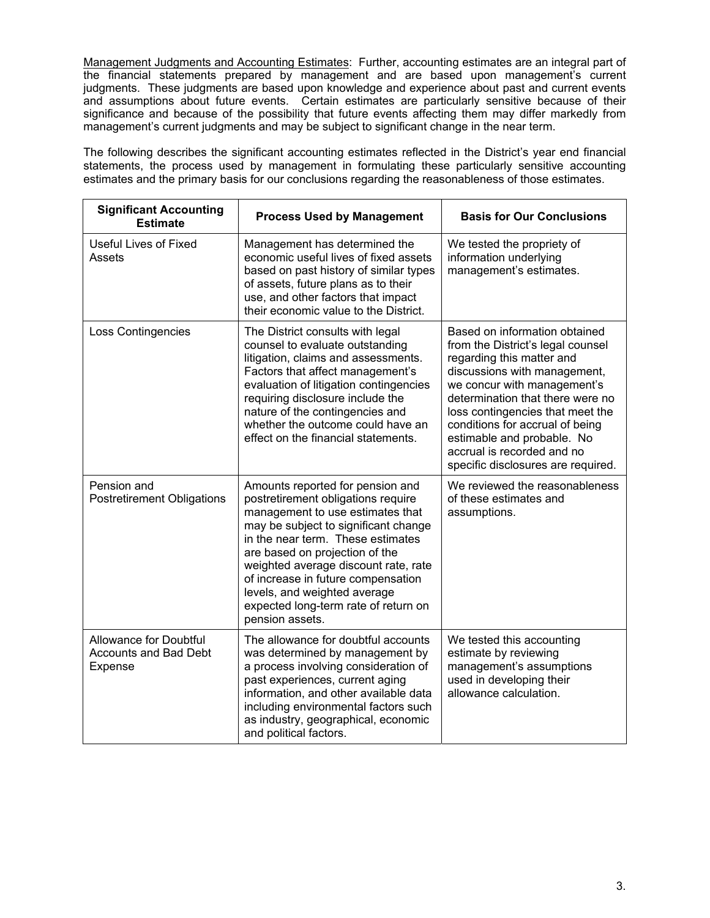Management Judgments and Accounting Estimates: Further, accounting estimates are an integral part of the financial statements prepared by management and are based upon management's current judgments. These judgments are based upon knowledge and experience about past and current events and assumptions about future events. Certain estimates are particularly sensitive because of their significance and because of the possibility that future events affecting them may differ markedly from management's current judgments and may be subject to significant change in the near term.

The following describes the significant accounting estimates reflected in the District's year end financial statements, the process used by management in formulating these particularly sensitive accounting estimates and the primary basis for our conclusions regarding the reasonableness of those estimates.

| Significant Accounting Estimate | Process Used by Management | Basis for Our Conclusions |
|---|---|---|
| Useful Lives of Fixed Assets | Management has determined the economic useful lives of fixed assets based on past history of similar types of assets, future plans as to their use, and other factors that impact their economic value to the District. | We tested the propriety of information underlying management's estimates. |
| Loss Contingencies | The District consults with legal counsel to evaluate outstanding litigation, claims and assessments. Factors that affect management's evaluation of litigation contingencies requiring disclosure include the nature of the contingencies and whether the outcome could have an effect on the financial statements. | Based on information obtained from the District's legal counsel regarding this matter and discussions with management, we concur with management's determination that there were no loss contingencies that meet the conditions for accrual of being estimable and probable. No accrual is recorded and no specific disclosures are required. |
| Pension and Postretirement Obligations | Amounts reported for pension and postretirement obligations require management to use estimates that may be subject to significant change in the near term. These estimates are based on projection of the weighted average discount rate, rate of increase in future compensation levels, and weighted average expected long-term rate of return on pension assets. | We reviewed the reasonableness of these estimates and assumptions. |
| Allowance for Doubtful Accounts and Bad Debt Expense | The allowance for doubtful accounts was determined by management by a process involving consideration of past experiences, current aging information, and other available data including environmental factors such as industry, geographical, economic and political factors. | We tested this accounting estimate by reviewing management's assumptions used in developing their allowance calculation. |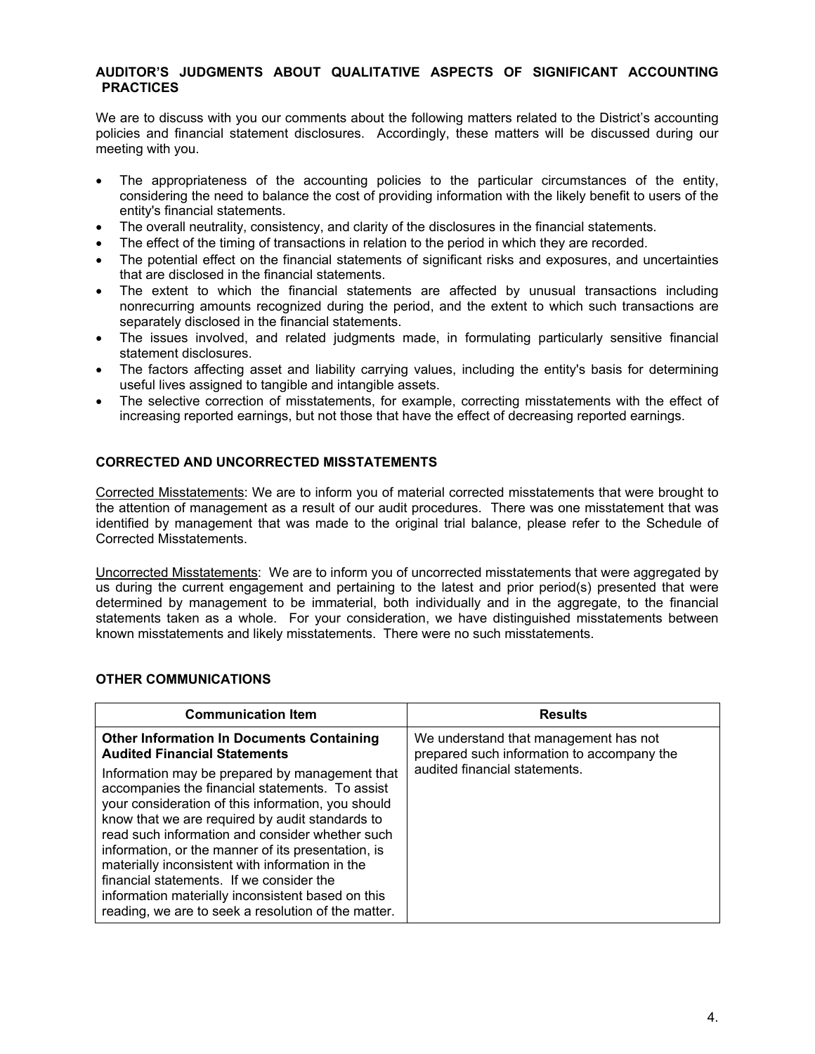## AUDITOR'S JUDGMENTS ABOUT QUALITATIVE ASPECTS OF SIGNIFICANT ACCOUNTING PRACTICES

We are to discuss with you our comments about the following matters related to the District's accounting policies and financial statement disclosures. Accordingly, these matters will be discussed during our meeting with you.

- The appropriateness of the accounting policies to the particular circumstances of the entity, considering the need to balance the cost of providing information with the likely benefit to users of the entity's financial statements.
- The overall neutrality, consistency, and clarity of the disclosures in the financial statements.
- The effect of the timing of transactions in relation to the period in which they are recorded.
- The potential effect on the financial statements of significant risks and exposures, and uncertainties that are disclosed in the financial statements.
- The extent to which the financial statements are affected by unusual transactions including nonrecurring amounts recognized during the period, and the extent to which such transactions are separately disclosed in the financial statements.
- The issues involved, and related judgments made, in formulating particularly sensitive financial statement disclosures.
- The factors affecting asset and liability carrying values, including the entity's basis for determining useful lives assigned to tangible and intangible assets.
- The selective correction of misstatements, for example, correcting misstatements with the effect of increasing reported earnings, but not those that have the effect of decreasing reported earnings.

## CORRECTED AND UNCORRECTED MISSTATEMENTS

Corrected Misstatements: We are to inform you of material corrected misstatements that were brought to the attention of management as a result of our audit procedures. There was one misstatement that was identified by management that was made to the original trial balance, please refer to the Schedule of Corrected Misstatements.

Uncorrected Misstatements: We are to inform you of uncorrected misstatements that were aggregated by us during the current engagement and pertaining to the latest and prior period(s) presented that were determined by management to be immaterial, both individually and in the aggregate, to the financial statements taken as a whole. For your consideration, we have distinguished misstatements between known misstatements and likely misstatements. There were no such misstatements.

## OTHER COMMUNICATIONS

| Communication Item | Results |
|---|---|
| **Other Information In Documents Containing Audited Financial Statements**<br><br>Information may be prepared by management that accompanies the financial statements. To assist your consideration of this information, you should know that we are required by audit standards to read such information and consider whether such information, or the manner of its presentation, is materially inconsistent with information in the financial statements. If we consider the information materially inconsistent based on this reading, we are to seek a resolution of the matter. | We understand that management has not prepared such information to accompany the audited financial statements. |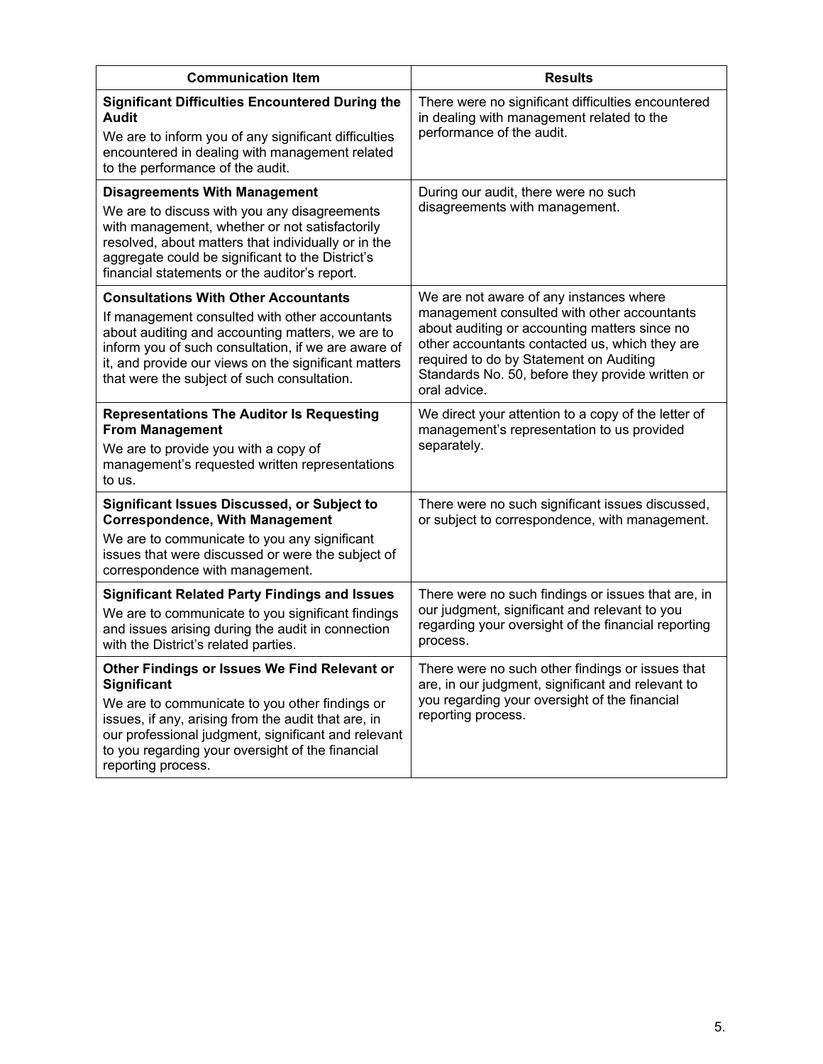| Communication Item | Results |
| --- | --- |
| **Significant Difficulties Encountered During the Audit**<br>We are to inform you of any significant difficulties encountered in dealing with management related to the performance of the audit. | There were no significant difficulties encountered in dealing with management related to the performance of the audit. |
| **Disagreements With Management**<br>We are to discuss with you any disagreements with management, whether or not satisfactorily resolved, about matters that individually or in the aggregate could be significant to the District's financial statements or the auditor's report. | During our audit, there were no such disagreements with management. |
| **Consultations With Other Accountants**<br>If management consulted with other accountants about auditing and accounting matters, we are to inform you of such consultation, if we are aware of it, and provide our views on the significant matters that were the subject of such consultation. | We are not aware of any instances where management consulted with other accountants about auditing or accounting matters since no other accountants contacted us, which they are required to do by Statement on Auditing Standards No. 50, before they provide written or oral advice. |
| **Representations The Auditor Is Requesting From Management**<br>We are to provide you with a copy of management's requested written representations to us. | We direct your attention to a copy of the letter of management's representation to us provided separately. |
| **Significant Issues Discussed, or Subject to Correspondence, With Management**<br>We are to communicate to you any significant issues that were discussed or were the subject of correspondence with management. | There were no such significant issues discussed, or subject to correspondence, with management. |
| **Significant Related Party Findings and Issues**<br>We are to communicate to you significant findings and issues arising during the audit in connection with the District's related parties. | There were no such findings or issues that are, in our judgment, significant and relevant to you regarding your oversight of the financial reporting process. |
| **Other Findings or Issues We Find Relevant or Significant**<br>We are to communicate to you other findings or issues, if any, arising from the audit that are, in our professional judgment, significant and relevant to you regarding your oversight of the financial reporting process. | There were no such other findings or issues that are, in our judgment, significant and relevant to you regarding your oversight of the financial reporting process. |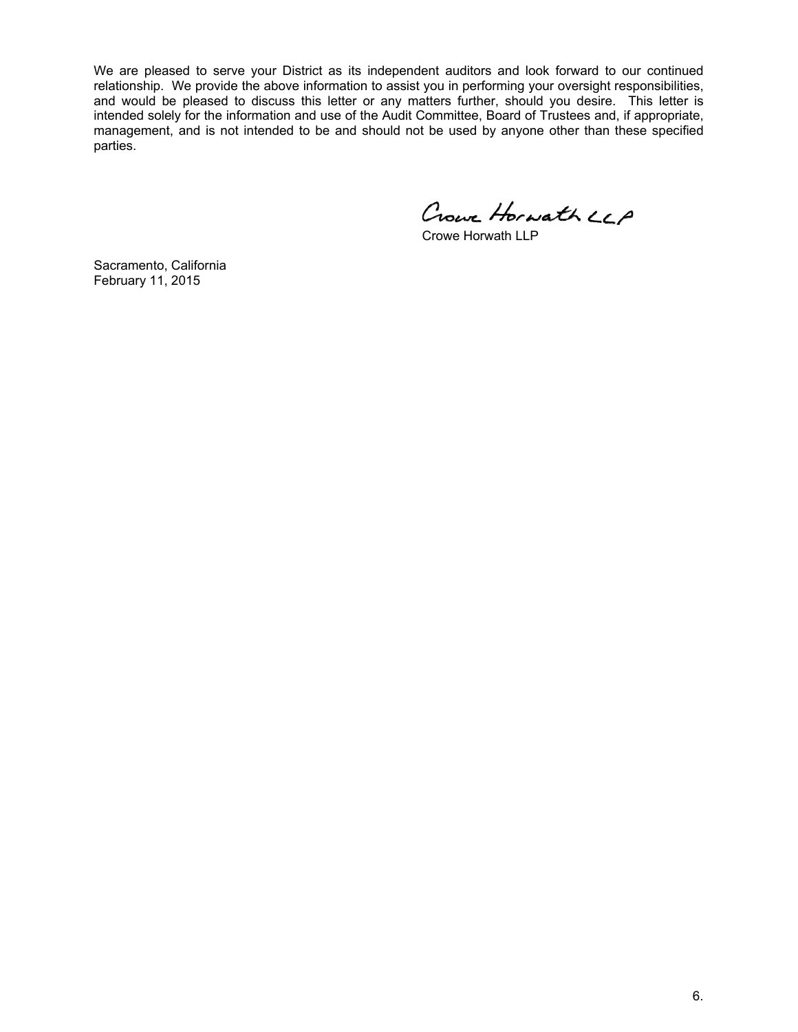We are pleased to serve your District as its independent auditors and look forward to our continued relationship. We provide the above information to assist you in performing your oversight responsibilities, and would be pleased to discuss this letter or any matters further, should you desire. This letter is intended solely for the information and use of the Audit Committee, Board of Trustees and, if appropriate, management, and is not intended to be and should not be used by anyone other than these specified parties.

Crowe Horwath LLP

Crowe Horwath LLP

Sacramento, California
February 11, 2015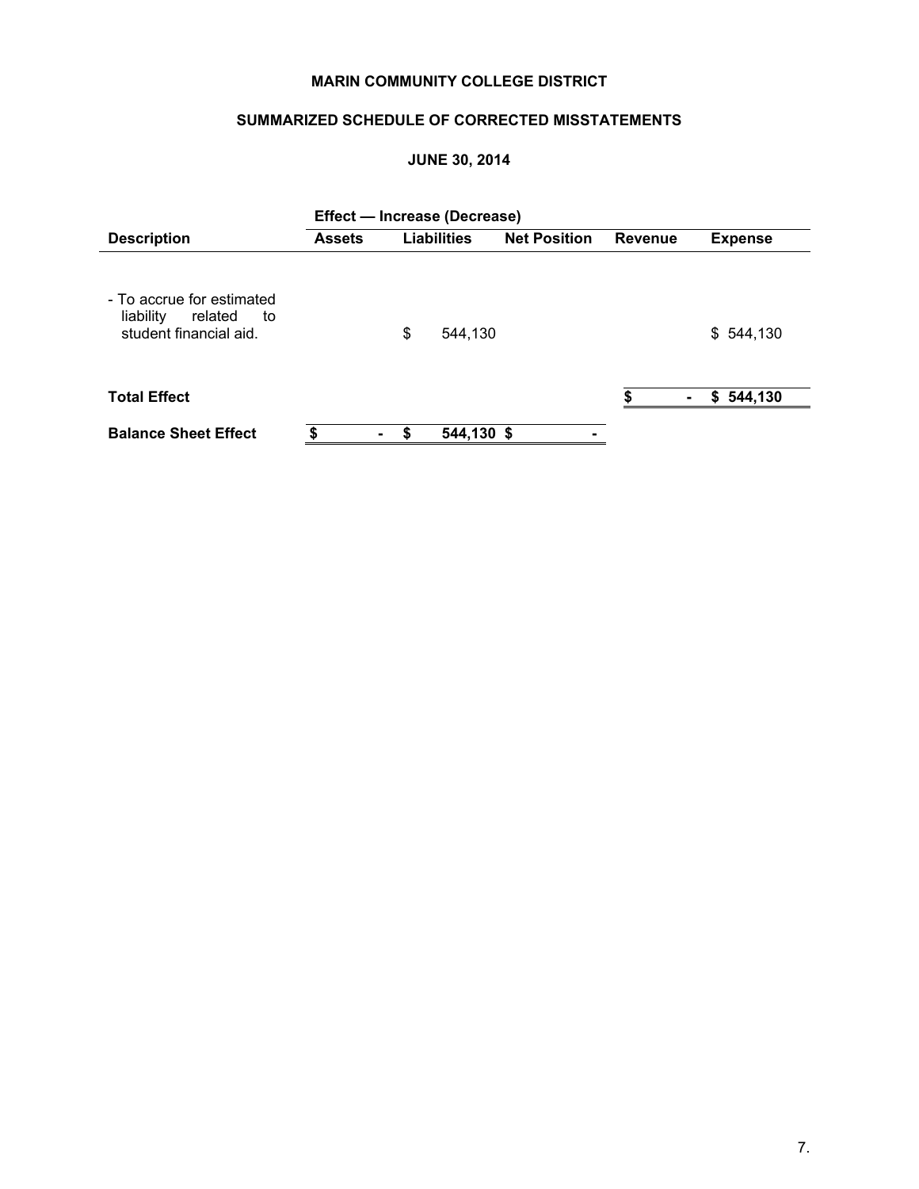**MARIN COMMUNITY COLLEGE DISTRICT**

**SUMMARIZED SCHEDULE OF CORRECTED MISSTATEMENTS**

**JUNE 30, 2014**

| | Effect — Increase (Decrease) | | | | |
|---|---|---|---|---|---|
| **Description** | **Assets** | **Liabilities** | **Net Position** | **Revenue** | **Expense** |
| - To accrue for estimated liability related to student financial aid. | | $ 544,130 | | | $ 544,130 |
| **Total Effect** | | | | **$ -** | **$ 544,130** |
| **Balance Sheet Effect** | **$ -** | **$ 544,130** | **$ -** | | |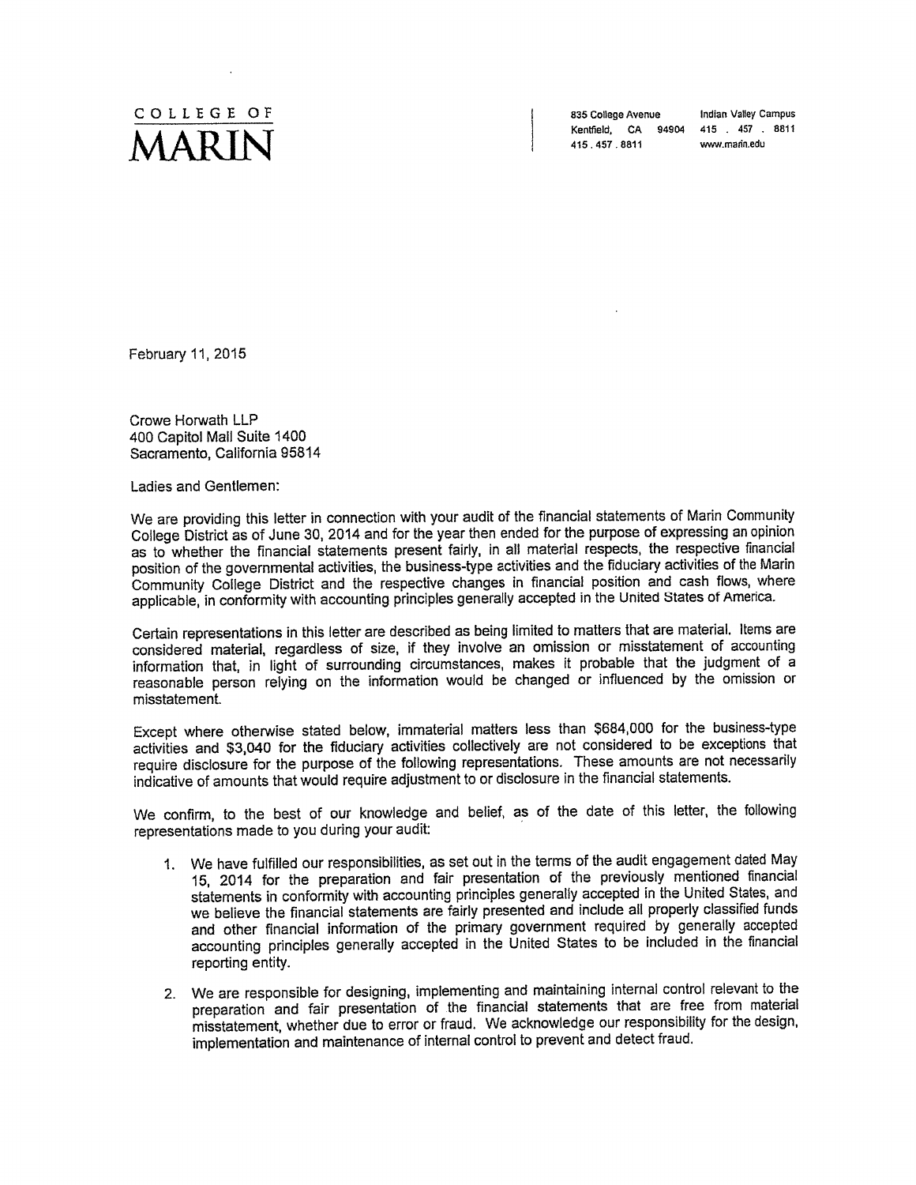COLLEGE OF
# MARIN

835 College Avenue
Kentfield, CA 94904
415 . 457 . 8811

Indian Valley Campus
415 . 457 . 8811
www.marin.edu

February 11, 2015

Crowe Horwath LLP
400 Capitol Mall Suite 1400
Sacramento, California 95814

Ladies and Gentlemen:

We are providing this letter in connection with your audit of the financial statements of Marin Community College District as of June 30, 2014 and for the year then ended for the purpose of expressing an opinion as to whether the financial statements present fairly, in all material respects, the respective financial position of the governmental activities, the business-type activities and the fiduciary activities of the Marin Community College District and the respective changes in financial position and cash flows, where applicable, in conformity with accounting principles generally accepted in the United States of America.

Certain representations in this letter are described as being limited to matters that are material. Items are considered material, regardless of size, if they involve an omission or misstatement of accounting information that, in light of surrounding circumstances, makes it probable that the judgment of a reasonable person relying on the information would be changed or influenced by the omission or misstatement.

Except where otherwise stated below, immaterial matters less than $684,000 for the business-type activities and $3,040 for the fiduciary activities collectively are not considered to be exceptions that require disclosure for the purpose of the following representations. These amounts are not necessarily indicative of amounts that would require adjustment to or disclosure in the financial statements.

We confirm, to the best of our knowledge and belief, as of the date of this letter, the following representations made to you during your audit:

1. We have fulfilled our responsibilities, as set out in the terms of the audit engagement dated May 15, 2014 for the preparation and fair presentation of the previously mentioned financial statements in conformity with accounting principles generally accepted in the United States, and we believe the financial statements are fairly presented and include all properly classified funds and other financial information of the primary government required by generally accepted accounting principles generally accepted in the United States to be included in the financial reporting entity.

2. We are responsible for designing, implementing and maintaining internal control relevant to the preparation and fair presentation of the financial statements that are free from material misstatement, whether due to error or fraud. We acknowledge our responsibility for the design, implementation and maintenance of internal control to prevent and detect fraud.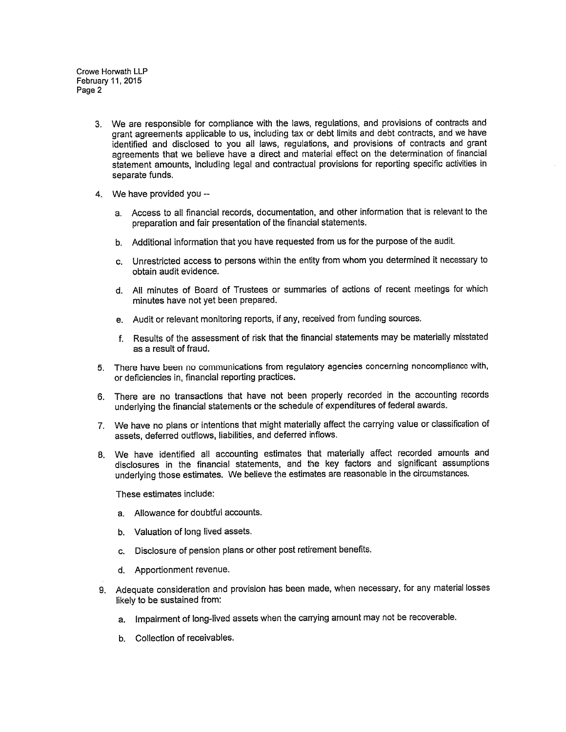3. We are responsible for compliance with the laws, regulations, and provisions of contracts and grant agreements applicable to us, including tax or debt limits and debt contracts, and we have identified and disclosed to you all laws, regulations, and provisions of contracts and grant agreements that we believe have a direct and material effect on the determination of financial statement amounts, including legal and contractual provisions for reporting specific activities in separate funds.

4. We have provided you --

   a. Access to all financial records, documentation, and other information that is relevant to the preparation and fair presentation of the financial statements.

   b. Additional information that you have requested from us for the purpose of the audit.

   c. Unrestricted access to persons within the entity from whom you determined it necessary to obtain audit evidence.

   d. All minutes of Board of Trustees or summaries of actions of recent meetings for which minutes have not yet been prepared.

   e. Audit or relevant monitoring reports, if any, received from funding sources.

   f. Results of the assessment of risk that the financial statements may be materially misstated as a result of fraud.

5. There have been no communications from regulatory agencies concerning noncompliance with, or deficiencies in, financial reporting practices.

6. There are no transactions that have not been properly recorded in the accounting records underlying the financial statements or the schedule of expenditures of federal awards.

7. We have no plans or intentions that might materially affect the carrying value or classification of assets, deferred outflows, liabilities, and deferred inflows.

8. We have identified all accounting estimates that materially affect recorded amounts and disclosures in the financial statements, and the key factors and significant assumptions underlying those estimates. We believe the estimates are reasonable in the circumstances.

   These estimates include:

   a. Allowance for doubtful accounts.

   b. Valuation of long lived assets.

   c. Disclosure of pension plans or other post retirement benefits.

   d. Apportionment revenue.

9. Adequate consideration and provision has been made, when necessary, for any material losses likely to be sustained from:

   a. Impairment of long-lived assets when the carrying amount may not be recoverable.

   b. Collection of receivables.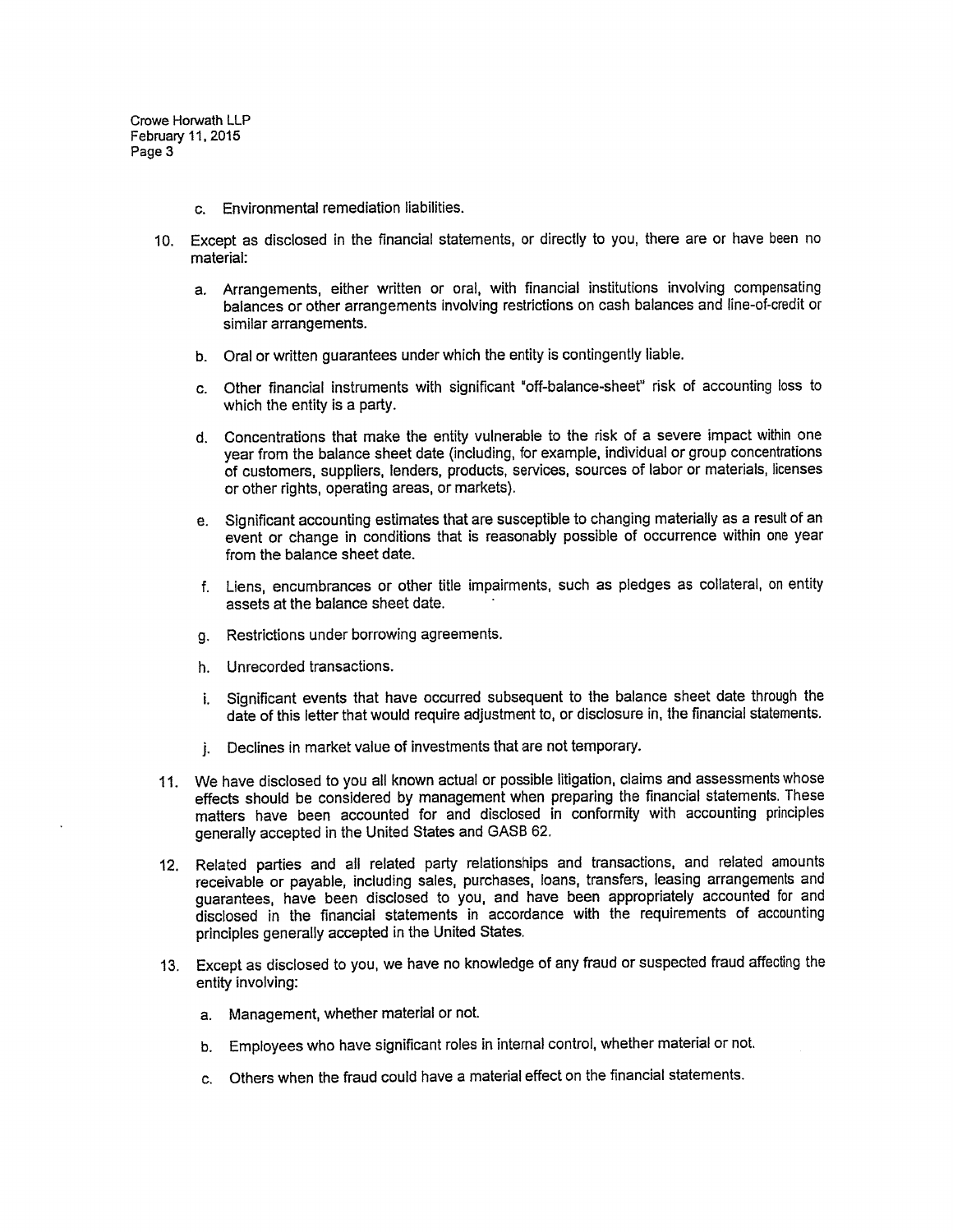c. Environmental remediation liabilities.

10. Except as disclosed in the financial statements, or directly to you, there are or have been no material:

    a. Arrangements, either written or oral, with financial institutions involving compensating balances or other arrangements involving restrictions on cash balances and line-of-credit or similar arrangements.

    b. Oral or written guarantees under which the entity is contingently liable.

    c. Other financial instruments with significant "off-balance-sheet" risk of accounting loss to which the entity is a party.

    d. Concentrations that make the entity vulnerable to the risk of a severe impact within one year from the balance sheet date (including, for example, individual or group concentrations of customers, suppliers, lenders, products, services, sources of labor or materials, licenses or other rights, operating areas, or markets).

    e. Significant accounting estimates that are susceptible to changing materially as a result of an event or change in conditions that is reasonably possible of occurrence within one year from the balance sheet date.

    f. Liens, encumbrances or other title impairments, such as pledges as collateral, on entity assets at the balance sheet date.

    g. Restrictions under borrowing agreements.

    h. Unrecorded transactions.

    i. Significant events that have occurred subsequent to the balance sheet date through the date of this letter that would require adjustment to, or disclosure in, the financial statements.

    j. Declines in market value of investments that are not temporary.

11. We have disclosed to you all known actual or possible litigation, claims and assessments whose effects should be considered by management when preparing the financial statements. These matters have been accounted for and disclosed in conformity with accounting principles generally accepted in the United States and GASB 62.

12. Related parties and all related party relationships and transactions, and related amounts receivable or payable, including sales, purchases, loans, transfers, leasing arrangements and guarantees, have been disclosed to you, and have been appropriately accounted for and disclosed in the financial statements in accordance with the requirements of accounting principles generally accepted in the United States.

13. Except as disclosed to you, we have no knowledge of any fraud or suspected fraud affecting the entity involving:

    a. Management, whether material or not.

    b. Employees who have significant roles in internal control, whether material or not.

    c. Others when the fraud could have a material effect on the financial statements.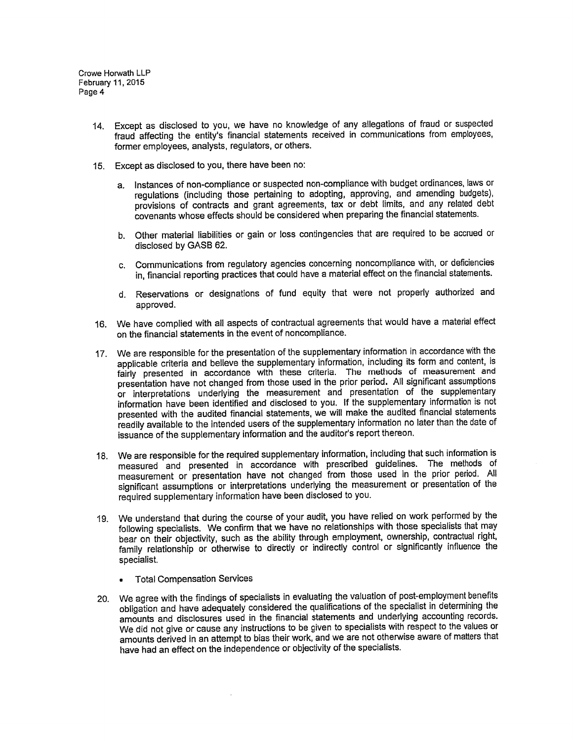14. Except as disclosed to you, we have no knowledge of any allegations of fraud or suspected fraud affecting the entity's financial statements received in communications from employees, former employees, analysts, regulators, or others.

15. Except as disclosed to you, there have been no:

    a. Instances of non-compliance or suspected non-compliance with budget ordinances, laws or regulations (including those pertaining to adopting, approving, and amending budgets), provisions of contracts and grant agreements, tax or debt limits, and any related debt covenants whose effects should be considered when preparing the financial statements.

    b. Other material liabilities or gain or loss contingencies that are required to be accrued or disclosed by GASB 62.

    c. Communications from regulatory agencies concerning noncompliance with, or deficiencies in, financial reporting practices that could have a material effect on the financial statements.

    d. Reservations or designations of fund equity that were not properly authorized and approved.

16. We have complied with all aspects of contractual agreements that would have a material effect on the financial statements in the event of noncompliance.

17. We are responsible for the presentation of the supplementary information in accordance with the applicable criteria and believe the supplementary information, including its form and content, is fairly presented in accordance with these criteria. The methods of measurement and presentation have not changed from those used in the prior period. All significant assumptions or interpretations underlying the measurement and presentation of the supplementary information have been identified and disclosed to you. If the supplementary information is not presented with the audited financial statements, we will make the audited financial statements readily available to the intended users of the supplementary information no later than the date of issuance of the supplementary information and the auditor's report thereon.

18. We are responsible for the required supplementary information, including that such information is measured and presented in accordance with prescribed guidelines. The methods of measurement or presentation have not changed from those used in the prior period. All significant assumptions or interpretations underlying the measurement or presentation of the required supplementary information have been disclosed to you.

19. We understand that during the course of your audit, you have relied on work performed by the following specialists. We confirm that we have no relationships with those specialists that may bear on their objectivity, such as the ability through employment, ownership, contractual right, family relationship or otherwise to directly or indirectly control or significantly influence the specialist.

    - Total Compensation Services

20. We agree with the findings of specialists in evaluating the valuation of post-employment benefits obligation and have adequately considered the qualifications of the specialist in determining the amounts and disclosures used in the financial statements and underlying accounting records. We did not give or cause any instructions to be given to specialists with respect to the values or amounts derived in an attempt to bias their work, and we are not otherwise aware of matters that have had an effect on the independence or objectivity of the specialists.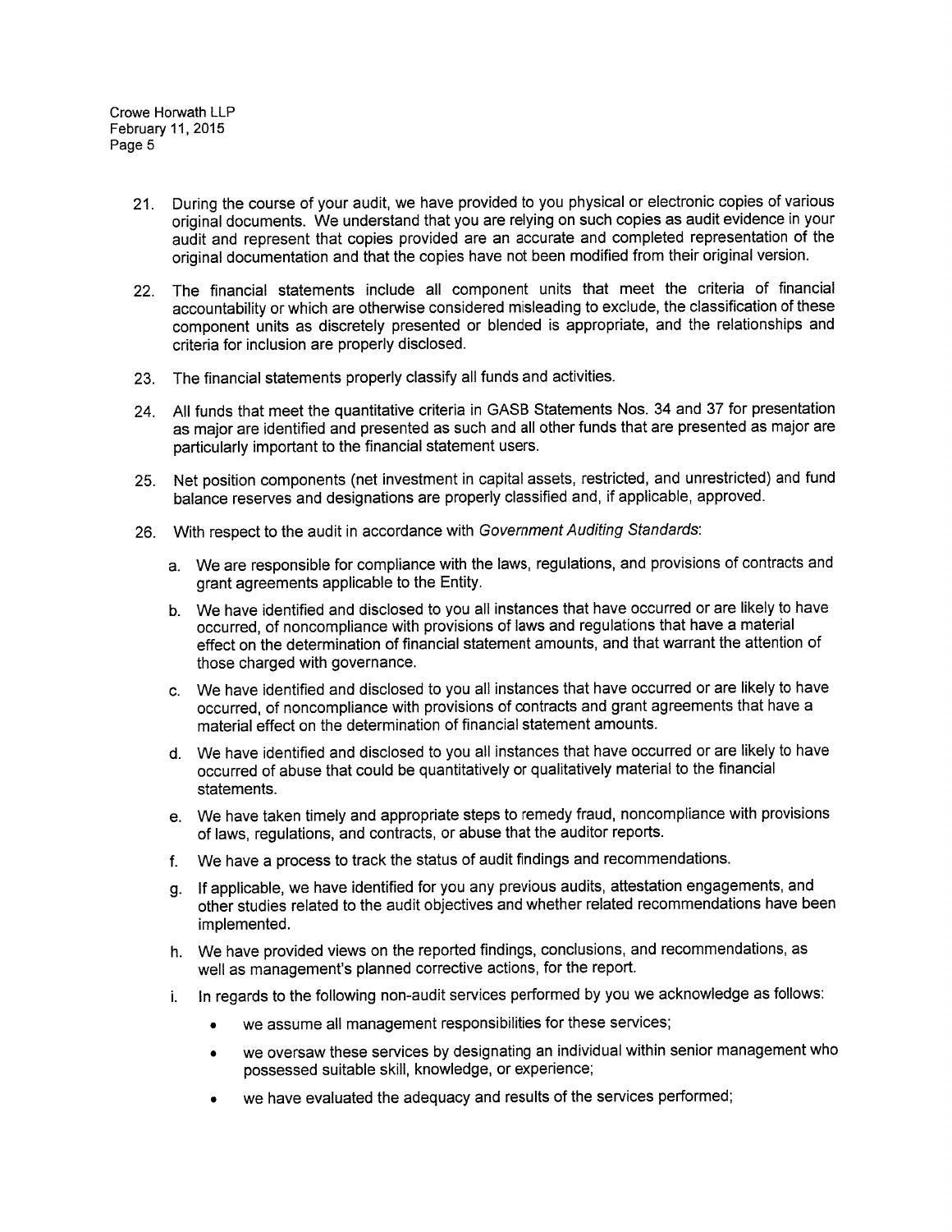21. During the course of your audit, we have provided to you physical or electronic copies of various original documents. We understand that you are relying on such copies as audit evidence in your audit and represent that copies provided are an accurate and completed representation of the original documentation and that the copies have not been modified from their original version.

22. The financial statements include all component units that meet the criteria of financial accountability or which are otherwise considered misleading to exclude, the classification of these component units as discretely presented or blended is appropriate, and the relationships and criteria for inclusion are properly disclosed.

23. The financial statements properly classify all funds and activities.

24. All funds that meet the quantitative criteria in GASB Statements Nos. 34 and 37 for presentation as major are identified and presented as such and all other funds that are presented as major are particularly important to the financial statement users.

25. Net position components (net investment in capital assets, restricted, and unrestricted) and fund balance reserves and designations are properly classified and, if applicable, approved.

26. With respect to the audit in accordance with *Government Auditing Standards*:

    a. We are responsible for compliance with the laws, regulations, and provisions of contracts and grant agreements applicable to the Entity.

    b. We have identified and disclosed to you all instances that have occurred or are likely to have occurred, of noncompliance with provisions of laws and regulations that have a material effect on the determination of financial statement amounts, and that warrant the attention of those charged with governance.

    c. We have identified and disclosed to you all instances that have occurred or are likely to have occurred, of noncompliance with provisions of contracts and grant agreements that have a material effect on the determination of financial statement amounts.

    d. We have identified and disclosed to you all instances that have occurred or are likely to have occurred of abuse that could be quantitatively or qualitatively material to the financial statements.

    e. We have taken timely and appropriate steps to remedy fraud, noncompliance with provisions of laws, regulations, and contracts, or abuse that the auditor reports.

    f. We have a process to track the status of audit findings and recommendations.

    g. If applicable, we have identified for you any previous audits, attestation engagements, and other studies related to the audit objectives and whether related recommendations have been implemented.

    h. We have provided views on the reported findings, conclusions, and recommendations, as well as management's planned corrective actions, for the report.

    i. In regards to the following non-audit services performed by you we acknowledge as follows:

        - we assume all management responsibilities for these services;
        - we oversaw these services by designating an individual within senior management who possessed suitable skill, knowledge, or experience;
        - we have evaluated the adequacy and results of the services performed;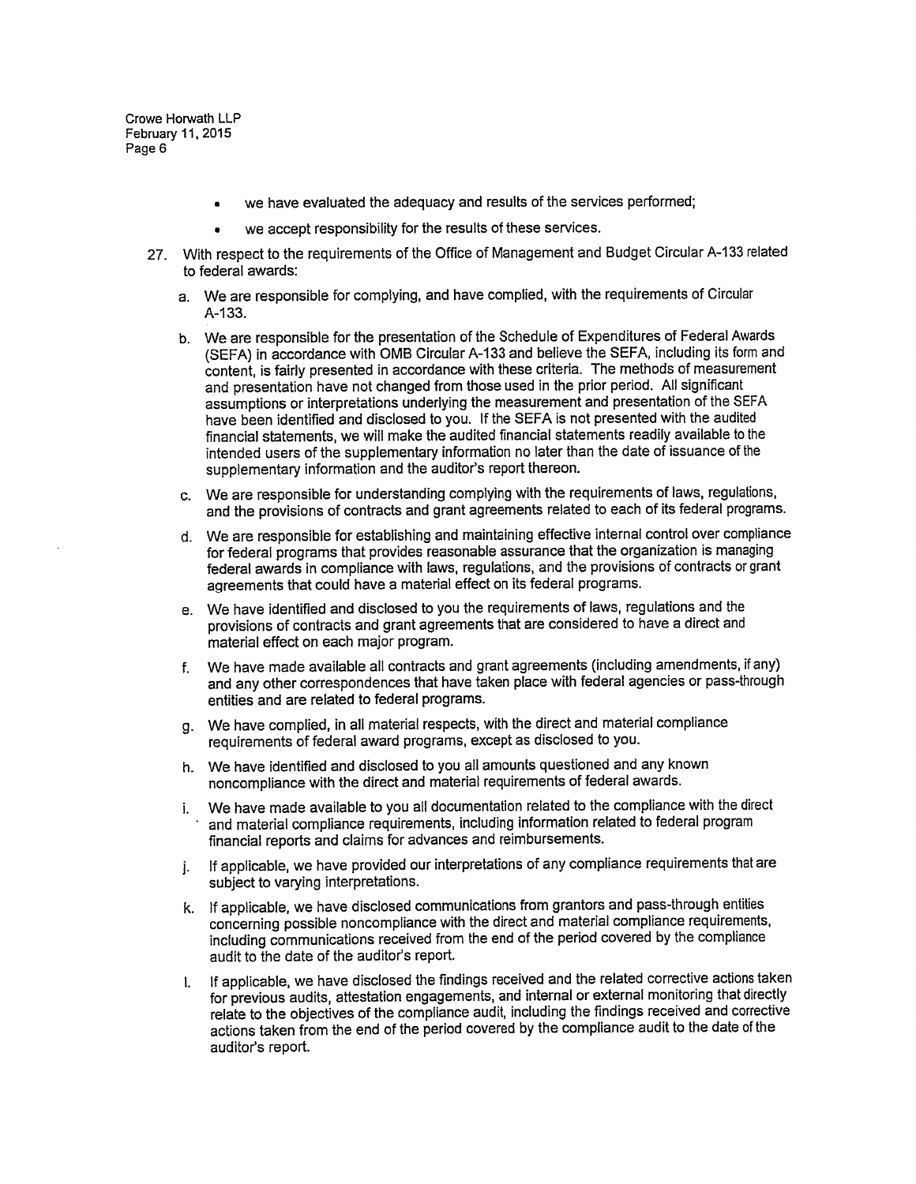- we have evaluated the adequacy and results of the services performed;
- we accept responsibility for the results of these services.

27. With respect to the requirements of the Office of Management and Budget Circular A-133 related to federal awards:

    a. We are responsible for complying, and have complied, with the requirements of Circular A-133.

    b. We are responsible for the presentation of the Schedule of Expenditures of Federal Awards (SEFA) in accordance with OMB Circular A-133 and believe the SEFA, including its form and content, is fairly presented in accordance with these criteria. The methods of measurement and presentation have not changed from those used in the prior period. All significant assumptions or interpretations underlying the measurement and presentation of the SEFA have been identified and disclosed to you. If the SEFA is not presented with the audited financial statements, we will make the audited financial statements readily available to the intended users of the supplementary information no later than the date of issuance of the supplementary information and the auditor's report thereon.

    c. We are responsible for understanding complying with the requirements of laws, regulations, and the provisions of contracts and grant agreements related to each of its federal programs.

    d. We are responsible for establishing and maintaining effective internal control over compliance for federal programs that provides reasonable assurance that the organization is managing federal awards in compliance with laws, regulations, and the provisions of contracts or grant agreements that could have a material effect on its federal programs.

    e. We have identified and disclosed to you the requirements of laws, regulations and the provisions of contracts and grant agreements that are considered to have a direct and material effect on each major program.

    f. We have made available all contracts and grant agreements (including amendments, if any) and any other correspondences that have taken place with federal agencies or pass-through entities and are related to federal programs.

    g. We have complied, in all material respects, with the direct and material compliance requirements of federal award programs, except as disclosed to you.

    h. We have identified and disclosed to you all amounts questioned and any known noncompliance with the direct and material requirements of federal awards.

    i. We have made available to you all documentation related to the compliance with the direct and material compliance requirements, including information related to federal program financial reports and claims for advances and reimbursements.

    j. If applicable, we have provided our interpretations of any compliance requirements that are subject to varying interpretations.

    k. If applicable, we have disclosed communications from grantors and pass-through entities concerning possible noncompliance with the direct and material compliance requirements, including communications received from the end of the period covered by the compliance audit to the date of the auditor's report.

    l. If applicable, we have disclosed the findings received and the related corrective actions taken for previous audits, attestation engagements, and internal or external monitoring that directly relate to the objectives of the compliance audit, including the findings received and corrective actions taken from the end of the period covered by the compliance audit to the date of the auditor's report.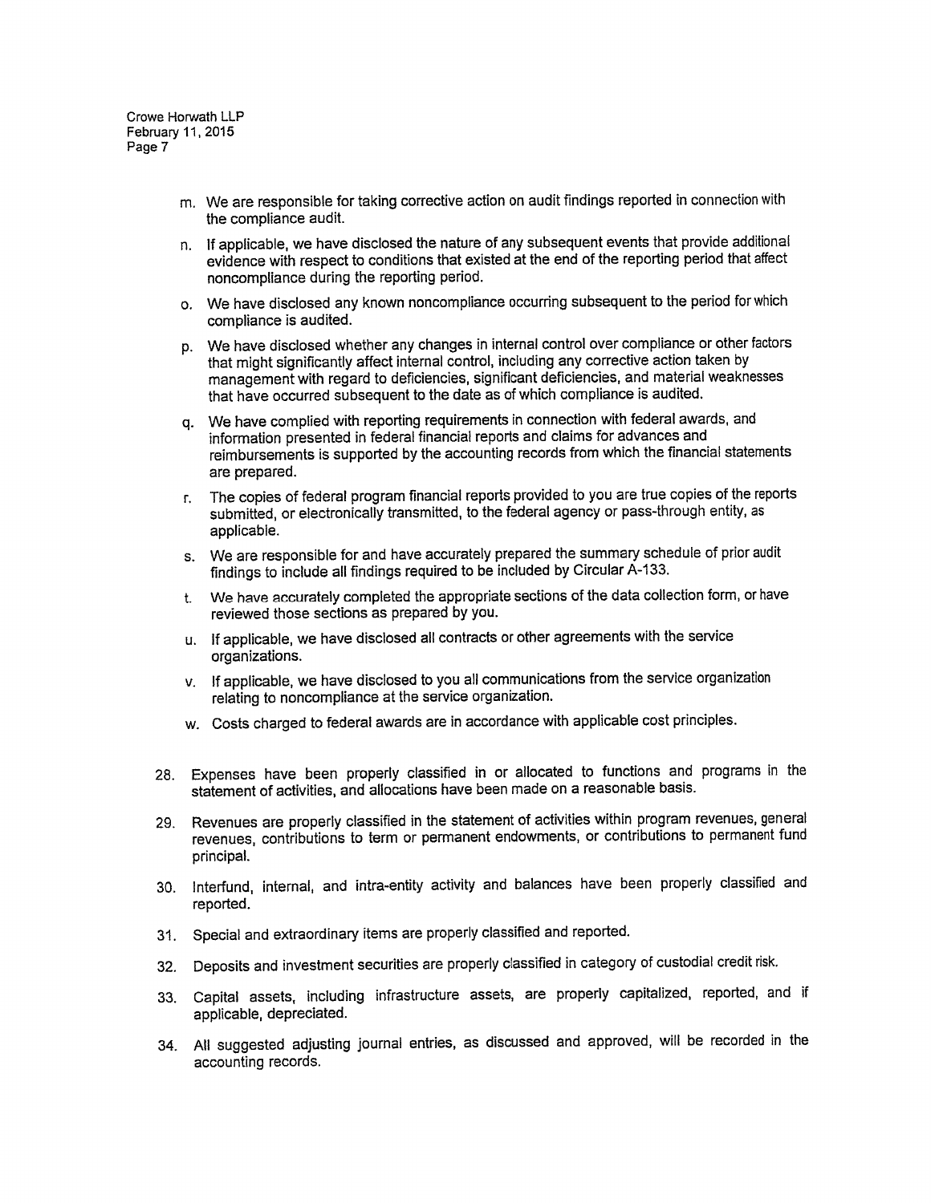m. We are responsible for taking corrective action on audit findings reported in connection with the compliance audit.

n. If applicable, we have disclosed the nature of any subsequent events that provide additional evidence with respect to conditions that existed at the end of the reporting period that affect noncompliance during the reporting period.

o. We have disclosed any known noncompliance occurring subsequent to the period for which compliance is audited.

p. We have disclosed whether any changes in internal control over compliance or other factors that might significantly affect internal control, including any corrective action taken by management with regard to deficiencies, significant deficiencies, and material weaknesses that have occurred subsequent to the date as of which compliance is audited.

q. We have complied with reporting requirements in connection with federal awards, and information presented in federal financial reports and claims for advances and reimbursements is supported by the accounting records from which the financial statements are prepared.

r. The copies of federal program financial reports provided to you are true copies of the reports submitted, or electronically transmitted, to the federal agency or pass-through entity, as applicable.

s. We are responsible for and have accurately prepared the summary schedule of prior audit findings to include all findings required to be included by Circular A-133.

t. We have accurately completed the appropriate sections of the data collection form, or have reviewed those sections as prepared by you.

u. If applicable, we have disclosed all contracts or other agreements with the service organizations.

v. If applicable, we have disclosed to you all communications from the service organization relating to noncompliance at the service organization.

w. Costs charged to federal awards are in accordance with applicable cost principles.

28. Expenses have been properly classified in or allocated to functions and programs in the statement of activities, and allocations have been made on a reasonable basis.

29. Revenues are properly classified in the statement of activities within program revenues, general revenues, contributions to term or permanent endowments, or contributions to permanent fund principal.

30. Interfund, internal, and intra-entity activity and balances have been properly classified and reported.

31. Special and extraordinary items are properly classified and reported.

32. Deposits and investment securities are properly classified in category of custodial credit risk.

33. Capital assets, including infrastructure assets, are properly capitalized, reported, and if applicable, depreciated.

34. All suggested adjusting journal entries, as discussed and approved, will be recorded in the accounting records.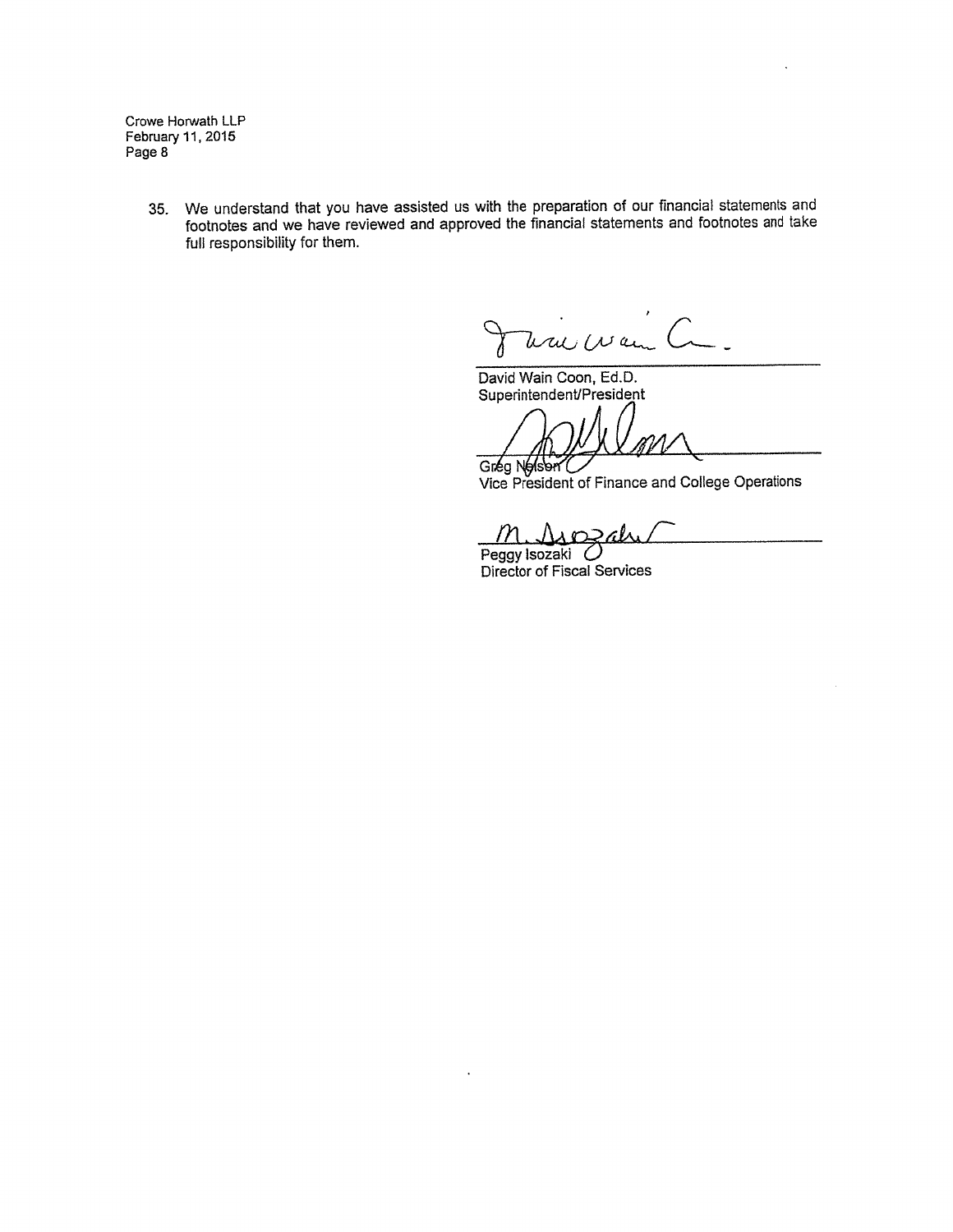Crowe Horwath LLP
February 11, 2015
Page 8

35. We understand that you have assisted us with the preparation of our financial statements and footnotes and we have reviewed and approved the financial statements and footnotes and take full responsibility for them.

David Wain Coon, Ed.D.
Superintendent/President

Greg Nelson
Vice President of Finance and College Operations

Peggy Isozaki
Director of Fiscal Services